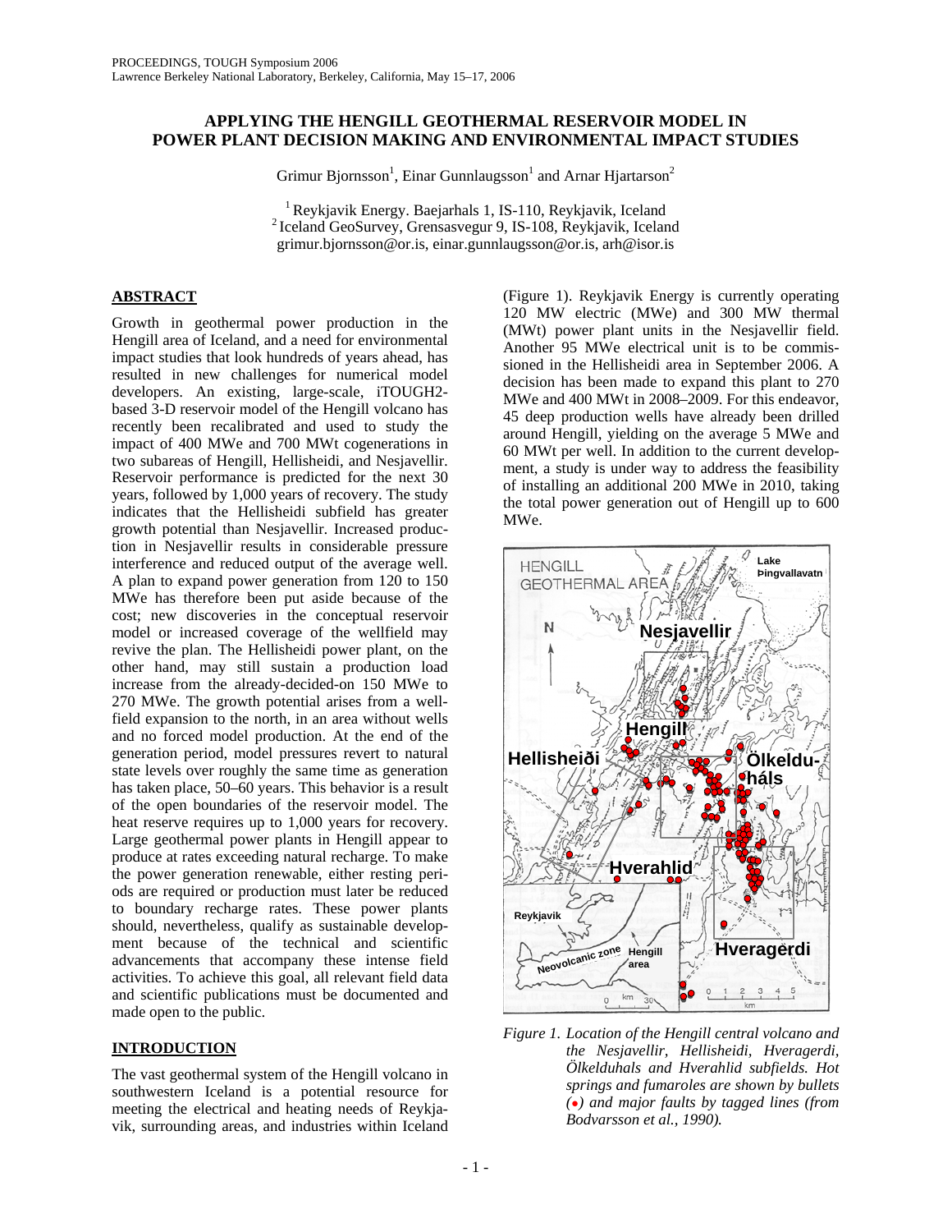PROCEEDINGS, TOUGH Symposium 2006
Lawrence Berkeley National Laboratory, Berkeley, California, May 15–17, 2006

# APPLYING THE HENGILL GEOTHERMAL RESERVOIR MODEL IN POWER PLANT DECISION MAKING AND ENVIRONMENTAL IMPACT STUDIES

Grimur Bjornsson[1], Einar Gunnlaugsson[1] and Arnar Hjartarson[2]

[1] Reykjavik Energy. Baejarhals 1, IS-110, Reykjavik, Iceland
[2] Iceland GeoSurvey, Grensasvegur 9, IS-108, Reykjavik, Iceland
grimur.bjornsson@or.is, einar.gunnlaugsson@or.is, arh@isor.is

## ABSTRACT

Growth in geothermal power production in the Hengill area of Iceland, and a need for environmental impact studies that look hundreds of years ahead, has resulted in new challenges for numerical model developers. An existing, large-scale, iTOUGH2-based 3-D reservoir model of the Hengill volcano has recently been recalibrated and used to study the impact of 400 MWe and 700 MWt cogenerations in two subareas of Hengill, Hellisheidi, and Nesjavellir. Reservoir performance is predicted for the next 30 years, followed by 1,000 years of recovery. The study indicates that the Hellisheidi subfield has greater growth potential than Nesjavellir. Increased production in Nesjavellir results in considerable pressure interference and reduced output of the average well. A plan to expand power generation from 120 to 150 MWe has therefore been put aside because of the cost; new discoveries in the conceptual reservoir model or increased coverage of the wellfield may revive the plan. The Hellisheidi power plant, on the other hand, may still sustain a production load increase from the already-decided-on 150 MWe to 270 MWe. The growth potential arises from a wellfield expansion to the north, in an area without wells and no forced model production. At the end of the generation period, model pressures revert to natural state levels over roughly the same time as generation has taken place, 50–60 years. This behavior is a result of the open boundaries of the reservoir model. The heat reserve requires up to 1,000 years for recovery. Large geothermal power plants in Hengill appear to produce at rates exceeding natural recharge. To make the power generation renewable, either resting periods are required or production must later be reduced to boundary recharge rates. These power plants should, nevertheless, qualify as sustainable development because of the technical and scientific advancements that accompany these intense field activities. To achieve this goal, all relevant field data and scientific publications must be documented and made open to the public.

## INTRODUCTION

The vast geothermal system of the Hengill volcano in southwestern Iceland is a potential resource for meeting the electrical and heating needs of Reykjavik, surrounding areas, and industries within Iceland (Figure 1). Reykjavik Energy is currently operating 120 MW electric (MWe) and 300 MW thermal (MWt) power plant units in the Nesjavellir field. Another 95 MWe electrical unit is to be commissioned in the Hellisheidi area in September 2006. A decision has been made to expand this plant to 270 MWe and 400 MWt in 2008–2009. For this endeavor, 45 deep production wells have already been drilled around Hengill, yielding on the average 5 MWe and 60 MWt per well. In addition to the current development, a study is under way to address the feasibility of installing an additional 200 MWe in 2010, taking the total power generation out of Hengill up to 600 MWe.

*Figure 1. Location of the Hengill central volcano and the Nesjavellir, Hellisheidi, Hveragerdi, Ölkelduhals and Hverahlid subfields. Hot springs and fumaroles are shown by bullets (●) and major faults by tagged lines (from Bodvarsson et al., 1990).*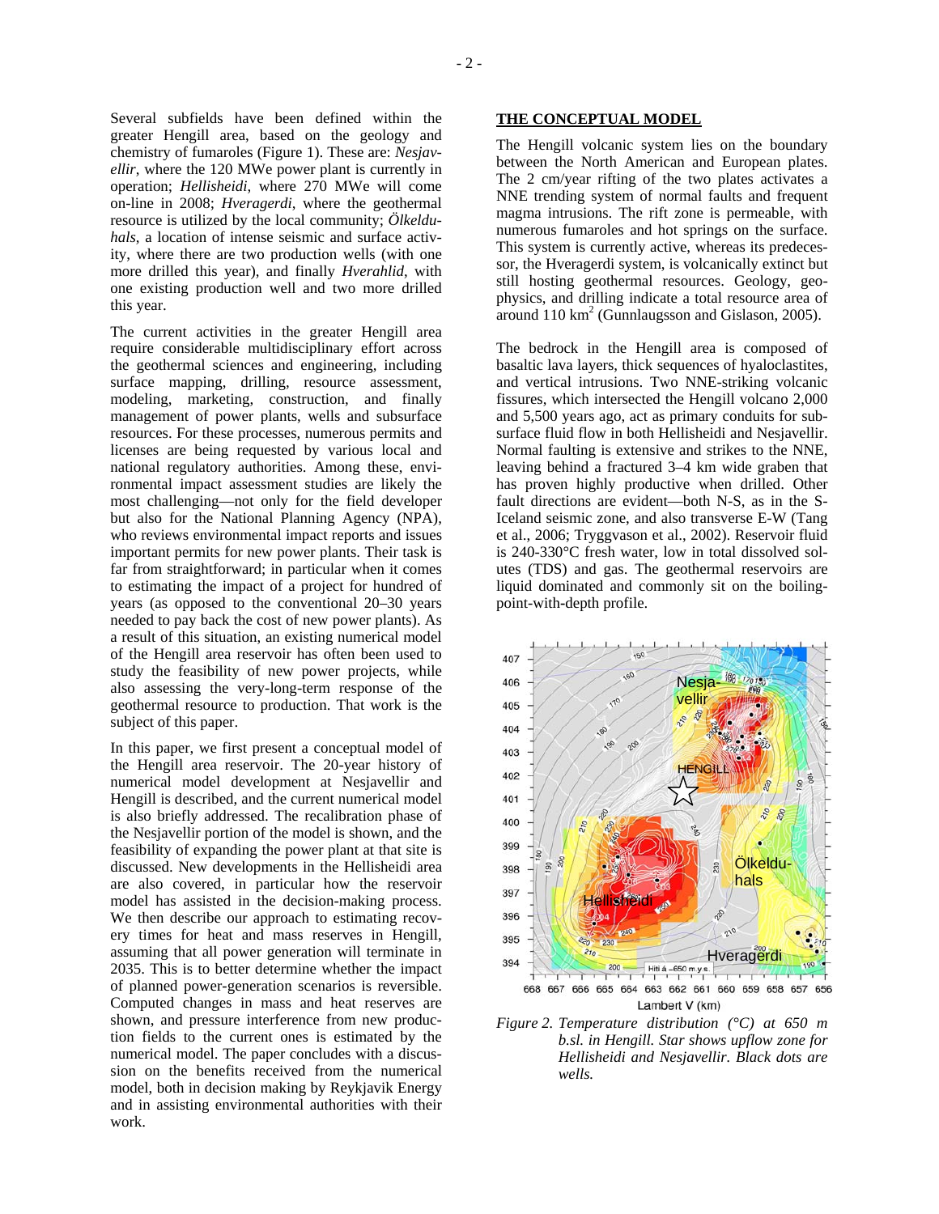Several subfields have been defined within the greater Hengill area, based on the geology and chemistry of fumaroles (Figure 1). These are: *Nesjavellir*, where the 120 MWe power plant is currently in operation; *Hellisheidi*, where 270 MWe will come on-line in 2008; *Hveragerdi*, where the geothermal resource is utilized by the local community; *Ölkelduhals*, a location of intense seismic and surface activity, where there are two production wells (with one more drilled this year), and finally *Hverahlid*, with one existing production well and two more drilled this year.

The current activities in the greater Hengill area require considerable multidisciplinary effort across the geothermal sciences and engineering, including surface mapping, drilling, resource assessment, modeling, marketing, construction, and finally management of power plants, wells and subsurface resources. For these processes, numerous permits and licenses are being requested by various local and national regulatory authorities. Among these, environmental impact assessment studies are likely the most challenging—not only for the field developer but also for the National Planning Agency (NPA), who reviews environmental impact reports and issues important permits for new power plants. Their task is far from straightforward; in particular when it comes to estimating the impact of a project for hundred of years (as opposed to the conventional 20–30 years needed to pay back the cost of new power plants). As a result of this situation, an existing numerical model of the Hengill area reservoir has often been used to study the feasibility of new power projects, while also assessing the very-long-term response of the geothermal resource to production. That work is the subject of this paper.

In this paper, we first present a conceptual model of the Hengill area reservoir. The 20-year history of numerical model development at Nesjavellir and Hengill is described, and the current numerical model is also briefly addressed. The recalibration phase of the Nesjavellir portion of the model is shown, and the feasibility of expanding the power plant at that site is discussed. New developments in the Hellisheidi area are also covered, in particular how the reservoir model has assisted in the decision-making process. We then describe our approach to estimating recovery times for heat and mass reserves in Hengill, assuming that all power generation will terminate in 2035. This is to better determine whether the impact of planned power-generation scenarios is reversible. Computed changes in mass and heat reserves are shown, and pressure interference from new production fields to the current ones is estimated by the numerical model. The paper concludes with a discussion on the benefits received from the numerical model, both in decision making by Reykjavik Energy and in assisting environmental authorities with their work.

## THE CONCEPTUAL MODEL

The Hengill volcanic system lies on the boundary between the North American and European plates. The 2 cm/year rifting of the two plates activates a NNE trending system of normal faults and frequent magma intrusions. The rift zone is permeable, with numerous fumaroles and hot springs on the surface. This system is currently active, whereas its predecessor, the Hveragerdi system, is volcanically extinct but still hosting geothermal resources. Geology, geophysics, and drilling indicate a total resource area of around 110 km$^2$ (Gunnlaugsson and Gislason, 2005).

The bedrock in the Hengill area is composed of basaltic lava layers, thick sequences of hyaloclastites, and vertical intrusions. Two NNE-striking volcanic fissures, which intersected the Hengill volcano 2,000 and 5,500 years ago, act as primary conduits for subsurface fluid flow in both Hellisheidi and Nesjavellir. Normal faulting is extensive and strikes to the NNE, leaving behind a fractured 3–4 km wide graben that has proven highly productive when drilled. Other fault directions are evident—both N-S, as in the S-Iceland seismic zone, and also transverse E-W (Tang et al., 2006; Tryggvason et al., 2002). Reservoir fluid is 240-330°C fresh water, low in total dissolved solutes (TDS) and gas. The geothermal reservoirs are liquid dominated and commonly sit on the boiling-point-with-depth profile.

*Figure 2. Temperature distribution (°C) at 650 m b.sl. in Hengill. Star shows upflow zone for Hellisheidi and Nesjavellir. Black dots are wells.*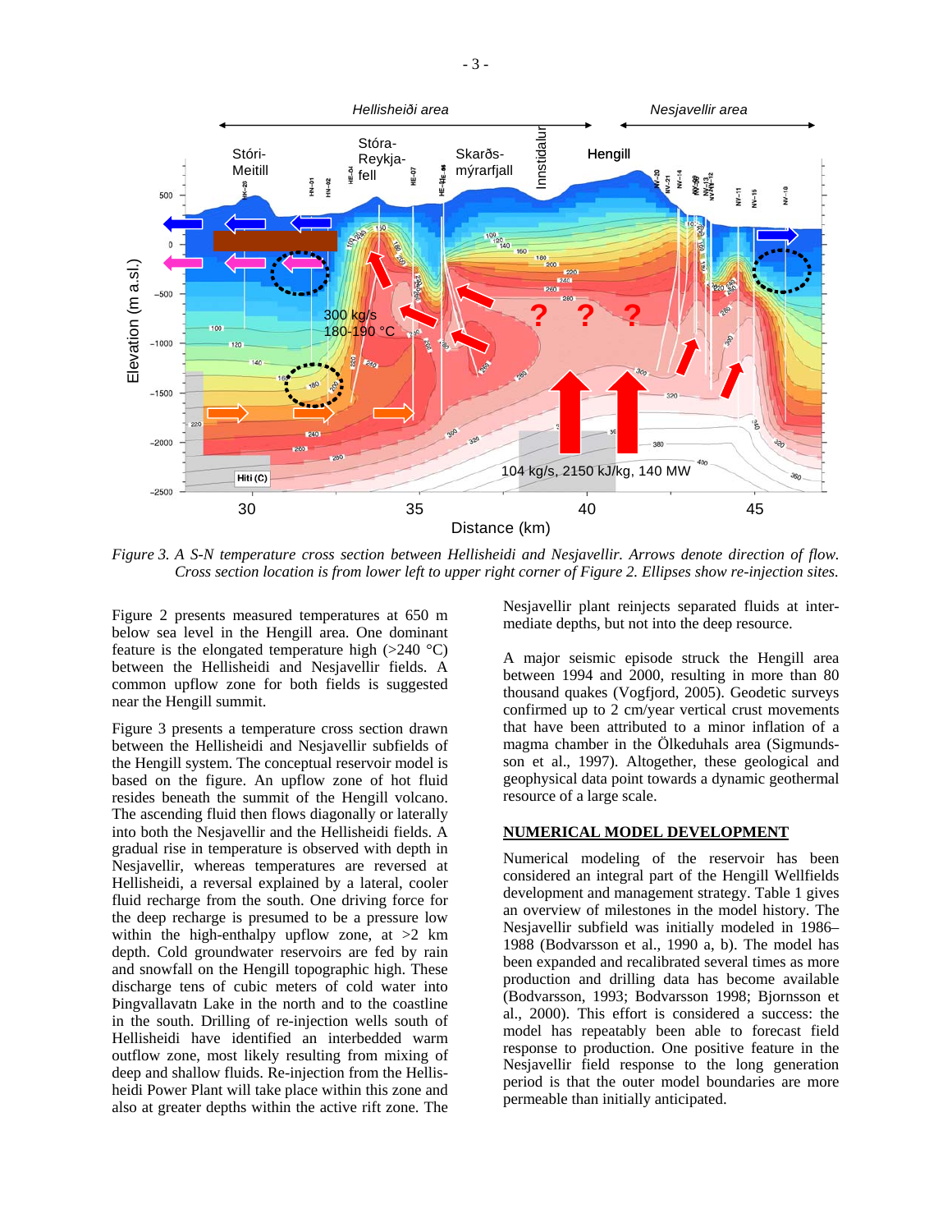*Figure 3. A S-N temperature cross section between Hellisheidi and Nesjavellir. Arrows denote direction of flow. Cross section location is from lower left to upper right corner of Figure 2. Ellipses show re-injection sites.*

Figure 2 presents measured temperatures at 650 m below sea level in the Hengill area. One dominant feature is the elongated temperature high (>240 °C) between the Hellisheidi and Nesjavellir fields. A common upflow zone for both fields is suggested near the Hengill summit.

Figure 3 presents a temperature cross section drawn between the Hellisheidi and Nesjavellir subfields of the Hengill system. The conceptual reservoir model is based on the figure. An upflow zone of hot fluid resides beneath the summit of the Hengill volcano. The ascending fluid then flows diagonally or laterally into both the Nesjavellir and the Hellisheidi fields. A gradual rise in temperature is observed with depth in Nesjavellir, whereas temperatures are reversed at Hellisheidi, a reversal explained by a lateral, cooler fluid recharge from the south. One driving force for the deep recharge is presumed to be a pressure low within the high-enthalpy upflow zone, at >2 km depth. Cold groundwater reservoirs are fed by rain and snowfall on the Hengill topographic high. These discharge tens of cubic meters of cold water into Þingvallavatn Lake in the north and to the coastline in the south. Drilling of re-injection wells south of Hellisheidi have identified an interbedded warm outflow zone, most likely resulting from mixing of deep and shallow fluids. Re-injection from the Hellisheidi Power Plant will take place within this zone and also at greater depths within the active rift zone. The Nesjavellir plant reinjects separated fluids at intermediate depths, but not into the deep resource.

A major seismic episode struck the Hengill area between 1994 and 2000, resulting in more than 80 thousand quakes (Vogfjord, 2005). Geodetic surveys confirmed up to 2 cm/year vertical crust movements that have been attributed to a minor inflation of a magma chamber in the Ölkeduhals area (Sigmundsson et al., 1997). Altogether, these geological and geophysical data point towards a dynamic geothermal resource of a large scale.

## NUMERICAL MODEL DEVELOPMENT

Numerical modeling of the reservoir has been considered an integral part of the Hengill Wellfields development and management strategy. Table 1 gives an overview of milestones in the model history. The Nesjavellir subfield was initially modeled in 1986–1988 (Bodvarsson et al., 1990 a, b). The model has been expanded and recalibrated several times as more production and drilling data has become available (Bodvarsson, 1993; Bodvarsson 1998; Bjornsson et al., 2000). This effort is considered a success: the model has repeatably been able to forecast field response to production. One positive feature in the Nesjavellir field response to long generation period is that the outer model boundaries are more permeable than initially anticipated.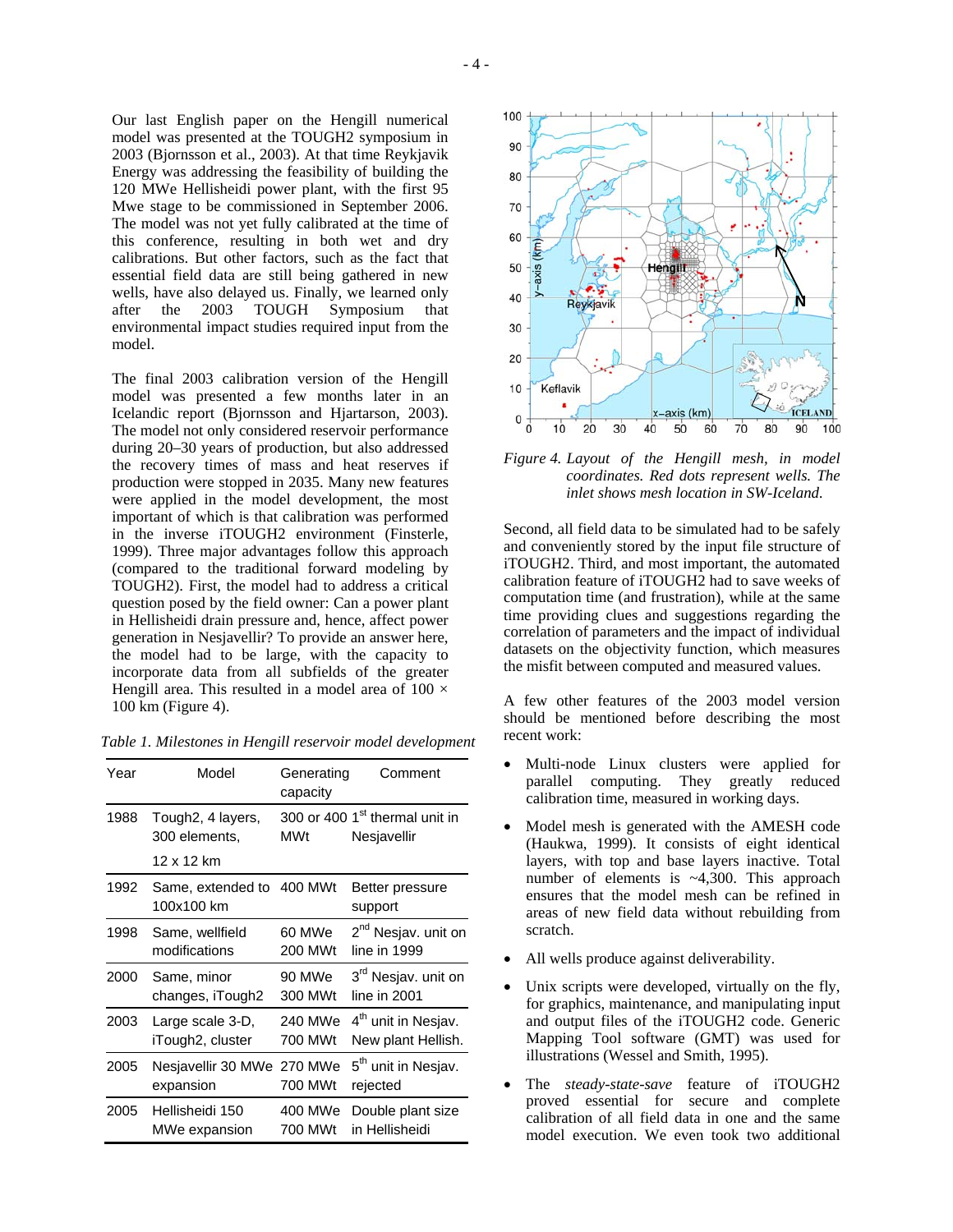Our last English paper on the Hengill numerical model was presented at the TOUGH2 symposium in 2003 (Bjornsson et al., 2003). At that time Reykjavik Energy was addressing the feasibility of building the 120 MWe Hellisheidi power plant, with the first 95 Mwe stage to be commissioned in September 2006. The model was not yet fully calibrated at the time of this conference, resulting in both wet and dry calibrations. But other factors, such as the fact that essential field data are still being gathered in new wells, have also delayed us. Finally, we learned only after the 2003 TOUGH Symposium that environmental impact studies required input from the model.

The final 2003 calibration version of the Hengill model was presented a few months later in an Icelandic report (Bjornsson and Hjartarson, 2003). The model not only considered reservoir performance during 20–30 years of production, but also addressed the recovery times of mass and heat reserves if production were stopped in 2035. Many new features were applied in the model development, the most important of which is that calibration was performed in the inverse iTOUGH2 environment (Finsterle, 1999). Three major advantages follow this approach (compared to the traditional forward modeling by TOUGH2). First, the model had to address a critical question posed by the field owner: Can a power plant in Hellisheidi drain pressure and, hence, affect power generation in Nesjavellir? To provide an answer here, the model had to be large, with the capacity to incorporate data from all subfields of the greater Hengill area. This resulted in a model area of 100 × 100 km (Figure 4).

*Table 1. Milestones in Hengill reservoir model development*

| Year | Model | Generating capacity | Comment |
|---|---|---|---|
| 1988 | Tough2, 4 layers, 300 elements, 12 x 12 km | 300 or 400 MWt | 1st thermal unit in Nesjavellir |
| 1992 | Same, extended to 100x100 km | 400 MWt | Better pressure support |
| 1998 | Same, wellfield modifications | 60 MWe 200 MWt | 2nd Nesjav. unit on line in 1999 |
| 2000 | Same, minor changes, iTough2 | 90 MWe 300 MWt | 3rd Nesjav. unit on line in 2001 |
| 2003 | Large scale 3-D, iTough2, cluster | 240 MWe 700 MWt | 4th unit in Nesjav. New plant Hellish. |
| 2005 | Nesjavellir 30 MWe expansion | 270 MWe 700 MWt | 5th unit in Nesjav. rejected |
| 2005 | Hellisheidi 150 MWe expansion | 400 MWe 700 MWt | Double plant size in Hellisheidi |

*Figure 4. Layout of the Hengill mesh, in model coordinates. Red dots represent wells. The inlet shows mesh location in SW-Iceland.*

Second, all field data to be simulated had to be safely and conveniently stored by the input file structure of iTOUGH2. Third, and most important, the automated calibration feature of iTOUGH2 had to save weeks of computation time (and frustration), while at the same time providing clues and suggestions regarding the correlation of parameters and the impact of individual datasets on the objectivity function, which measures the misfit between computed and measured values.

A few other features of the 2003 model version should be mentioned before describing the most recent work:

- Multi-node Linux clusters were applied for parallel computing. They greatly reduced calibration time, measured in working days.
- Model mesh is generated with the AMESH code (Haukwa, 1999). It consists of eight identical layers, with top and base layers inactive. Total number of elements is ~4,300. This approach ensures that the model mesh can be refined in areas of new field data without rebuilding from scratch.
- All wells produce against deliverability.
- Unix scripts were developed, virtually on the fly, for graphics, maintenance, and manipulating input and output files of the iTOUGH2 code. Generic Mapping Tool software (GMT) was used for illustrations (Wessel and Smith, 1995).
- The *steady-state-save* feature of iTOUGH2 proved essential for secure and complete calibration of all field data in one and the same model execution. We even took two additional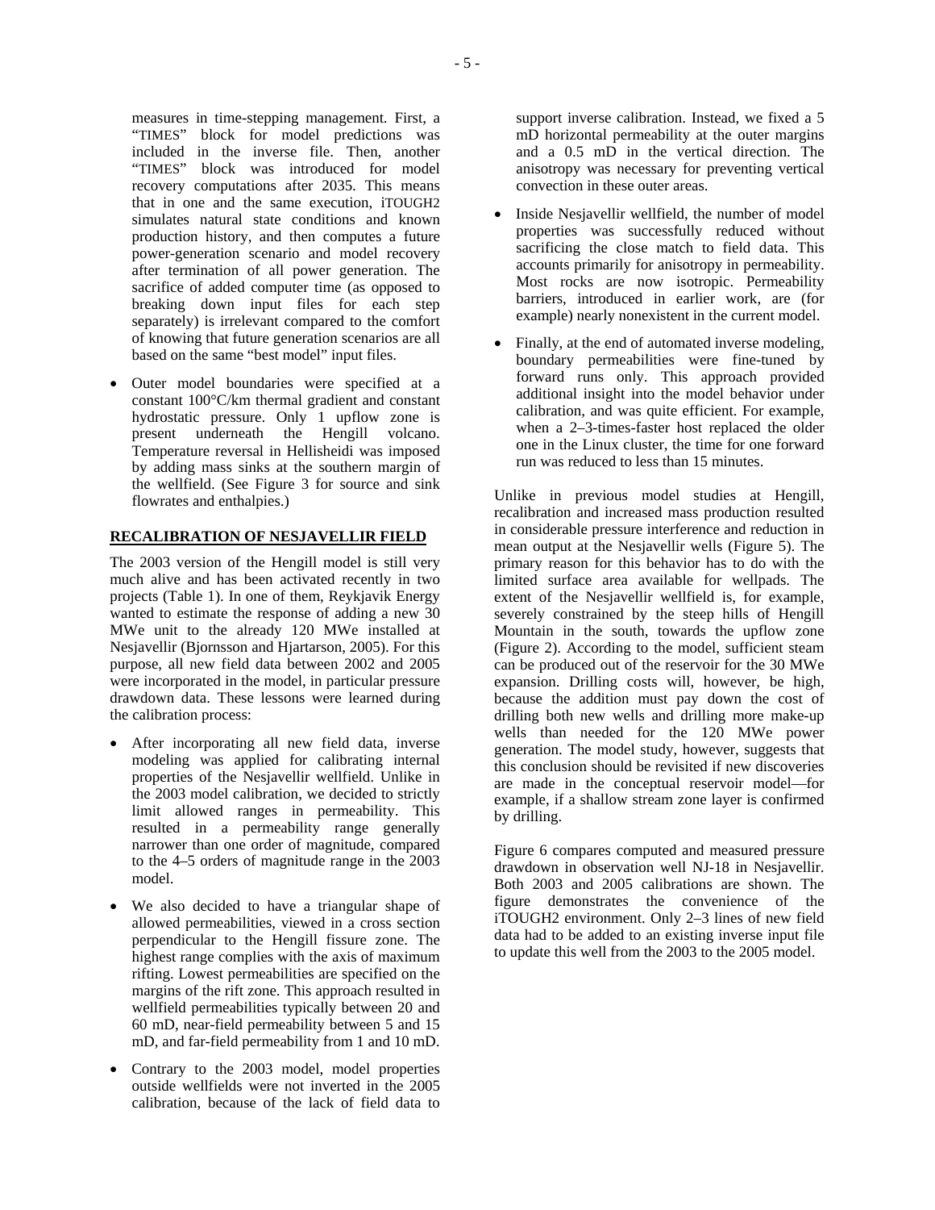measures in time-stepping management. First, a "TIMES" block for model predictions was included in the inverse file. Then, another "TIMES" block was introduced for model recovery computations after 2035. This means that in one and the same execution, iTOUGH2 simulates natural state conditions and known production history, and then computes a future power-generation scenario and model recovery after termination of all power generation. The sacrifice of added computer time (as opposed to breaking down input files for each step separately) is irrelevant compared to the comfort of knowing that future generation scenarios are all based on the same "best model" input files.

- Outer model boundaries were specified at a constant 100°C/km thermal gradient and constant hydrostatic pressure. Only 1 upflow zone is present underneath the Hengill volcano. Temperature reversal in Hellisheidi was imposed by adding mass sinks at the southern margin of the wellfield. (See Figure 3 for source and sink flowrates and enthalpies.)

## RECALIBRATION OF NESJAVELLIR FIELD

The 2003 version of the Hengill model is still very much alive and has been activated recently in two projects (Table 1). In one of them, Reykjavik Energy wanted to estimate the response of adding a new 30 MWe unit to the already 120 MWe installed at Nesjavellir (Bjornsson and Hjartarson, 2005). For this purpose, all new field data between 2002 and 2005 were incorporated in the model, in particular pressure drawdown data. These lessons were learned during the calibration process:

- After incorporating all new field data, inverse modeling was applied for calibrating internal properties of the Nesjavellir wellfield. Unlike in the 2003 model calibration, we decided to strictly limit allowed ranges in permeability. This resulted in a permeability range generally narrower than one order of magnitude, compared to the 4–5 orders of magnitude range in the 2003 model.
- We also decided to have a triangular shape of allowed permeabilities, viewed in a cross section perpendicular to the Hengill fissure zone. The highest range complies with the axis of maximum rifting. Lowest permeabilities are specified on the margins of the rift zone. This approach resulted in wellfield permeabilities typically between 20 and 60 mD, near-field permeability between 5 and 15 mD, and far-field permeability from 1 and 10 mD.
- Contrary to the 2003 model, model properties outside wellfields were not inverted in the 2005 calibration, because of the lack of field data to support inverse calibration. Instead, we fixed a 5 mD horizontal permeability at the outer margins and a 0.5 mD in the vertical direction. The anisotropy was necessary for preventing vertical convection in these outer areas.
- Inside Nesjavellir wellfield, the number of model properties was successfully reduced without sacrificing the close match to field data. This accounts primarily for anisotropy in permeability. Most rocks are now isotropic. Permeability barriers, introduced in earlier work, are (for example) nearly nonexistent in the current model.
- Finally, at the end of automated inverse modeling, boundary permeabilities were fine-tuned by forward runs only. This approach provided additional insight into the model behavior under calibration, and was quite efficient. For example, when a 2–3-times-faster host replaced the older one in the Linux cluster, the time for one forward run was reduced to less than 15 minutes.

Unlike in previous model studies at Hengill, recalibration and increased mass production resulted in considerable pressure interference and reduction in mean output at the Nesjavellir wells (Figure 5). The primary reason for this behavior has to do with the limited surface area available for wellpads. The extent of the Nesjavellir wellfield is, for example, severely constrained by the steep hills of Hengill Mountain in the south, towards the upflow zone (Figure 2). According to the model, sufficient steam can be produced out of the reservoir for the 30 MWe expansion. Drilling costs will, however, be high, because the addition must pay down the cost of drilling both new wells and drilling more make-up wells than needed for the 120 MWe power generation. The model study, however, suggests that this conclusion should be revisited if new discoveries are made in the conceptual reservoir model—for example, if a shallow stream zone layer is confirmed by drilling.

Figure 6 compares computed and measured pressure drawdown in observation well NJ-18 in Nesjavellir. Both 2003 and 2005 calibrations are shown. The figure demonstrates the convenience of the iTOUGH2 environment. Only 2–3 lines of new field data had to be added to an existing inverse input file to update this well from the 2003 to the 2005 model.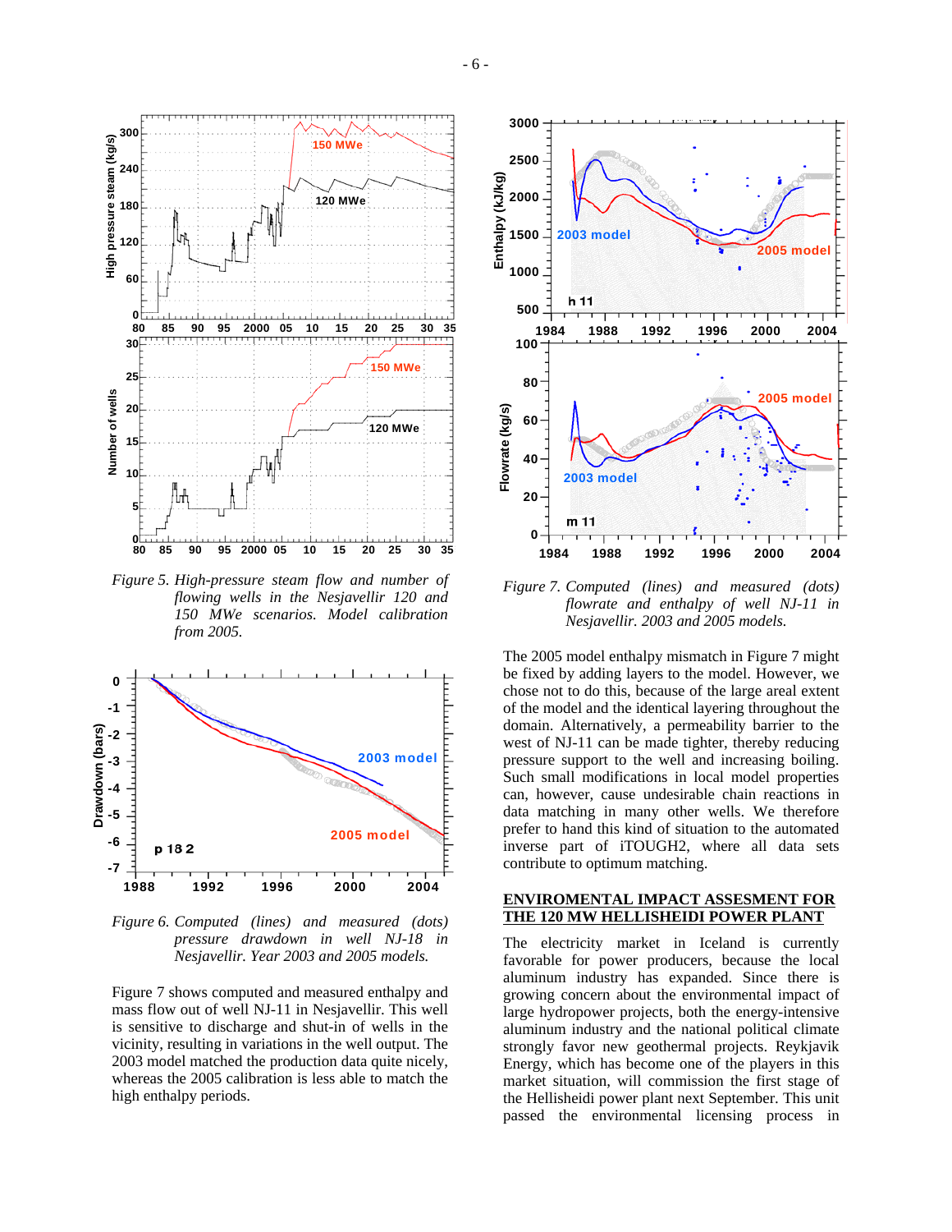*Figure 5. High-pressure steam flow and number of flowing wells in the Nesjavellir 120 and 150 MWe scenarios. Model calibration from 2005.*

*Figure 6. Computed (lines) and measured (dots) pressure drawdown in well NJ-18 in Nesjavellir. Year 2003 and 2005 models.*

Figure 7 shows computed and measured enthalpy and mass flow out of well NJ-11 in Nesjavellir. This well is sensitive to discharge and shut-in of wells in the vicinity, resulting in variations in the well output. The 2003 model matched the production data quite nicely, whereas the 2005 calibration is less able to match the high enthalpy periods.

*Figure 7. Computed (lines) and measured (dots) flowrate and enthalpy of well NJ-11 in Nesjavellir. 2003 and 2005 models.*

The 2005 model enthalpy mismatch in Figure 7 might be fixed by adding layers to the model. However, we chose not to do this, because of the large areal extent of the model and the identical layering throughout the domain. Alternatively, a permeability barrier to the west of NJ-11 can be made tighter, thereby reducing pressure support to the well and increasing boiling. Such small modifications in local model properties can, however, cause undesirable chain reactions in data matching in many other wells. We therefore prefer to hand this kind of situation to the automated inverse part of iTOUGH2, where all data sets contribute to optimum matching.

## ENVIROMENTAL IMPACT ASSESMENT FOR THE 120 MW HELLISHEIDI POWER PLANT

The electricity market in Iceland is currently favorable for power producers, because the local aluminum industry has expanded. Since there is growing concern about the environmental impact of large hydropower projects, both the energy-intensive aluminum industry and the national political climate strongly favor new geothermal projects. Reykjavik Energy, which has become one of the players in this market situation, will commission the first stage of the Hellisheidi power plant next September. This unit passed the environmental licensing process in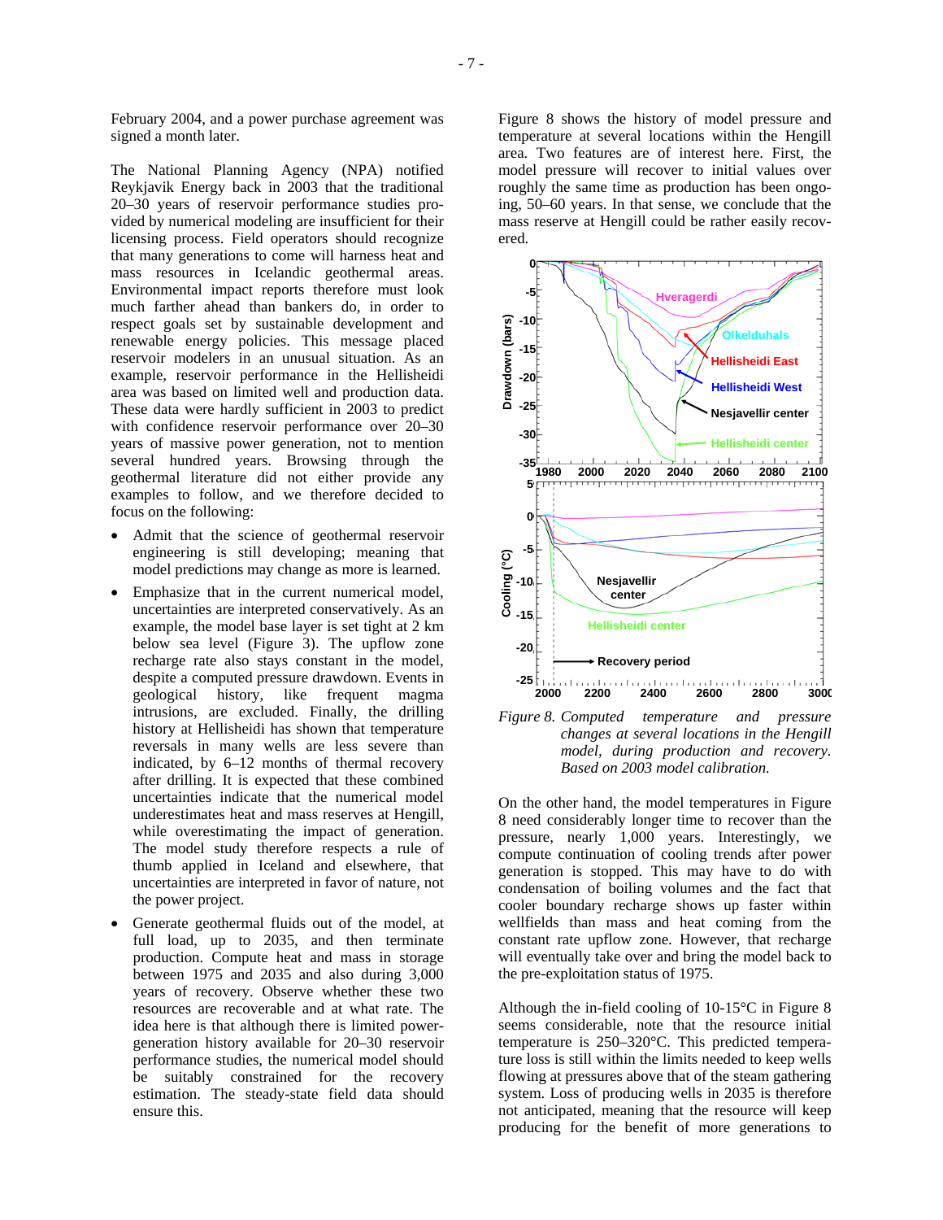February 2004, and a power purchase agreement was signed a month later.

The National Planning Agency (NPA) notified Reykjavik Energy back in 2003 that the traditional 20–30 years of reservoir performance studies provided by numerical modeling are insufficient for their licensing process. Field operators should recognize that many generations to come will harness heat and mass resources in Icelandic geothermal areas. Environmental impact reports therefore must look much farther ahead than bankers do, in order to respect goals set by sustainable development and renewable energy policies. This message placed reservoir modelers in an unusual situation. As an example, reservoir performance in the Hellisheidi area was based on limited well and production data. These data were hardly sufficient in 2003 to predict with confidence reservoir performance over 20–30 years of massive power generation, not to mention several hundred years. Browsing through the geothermal literature did not either provide any examples to follow, and we therefore decided to focus on the following:

- Admit that the science of geothermal reservoir engineering is still developing; meaning that model predictions may change as more is learned.
- Emphasize that in the current numerical model, uncertainties are interpreted conservatively. As an example, the model base layer is set tight at 2 km below sea level (Figure 3). The upflow zone recharge rate also stays constant in the model, despite a computed pressure drawdown. Events in geological history, like frequent magma intrusions, are excluded. Finally, the drilling history at Hellisheidi has shown that temperature reversals in many wells are less severe than indicated, by 6–12 months of thermal recovery after drilling. It is expected that these combined uncertainties indicate that the numerical model underestimates heat and mass reserves at Hengill, while overestimating the impact of generation. The model study therefore respects a rule of thumb applied in Iceland and elsewhere, that uncertainties are interpreted in favor of nature, not the power project.
- Generate geothermal fluids out of the model, at full load, up to 2035, and then terminate production. Compute heat and mass in storage between 1975 and 2035 and also during 3,000 years of recovery. Observe whether these two resources are recoverable and at what rate. The idea here is that although there is limited power-generation history available for 20–30 reservoir performance studies, the numerical model should be suitably constrained for the recovery estimation. The steady-state field data should ensure this.

Figure 8 shows the history of model pressure and temperature at several locations within the Hengill area. Two features are of interest here. First, the model pressure will recover to initial values over roughly the same time as production has been ongoing, 50–60 years. In that sense, we conclude that the mass reserve at Hengill could be rather easily recovered.

*Figure 8. Computed temperature and pressure changes at several locations in the Hengill model, during production and recovery. Based on 2003 model calibration.*

On the other hand, the model temperatures in Figure 8 need considerably longer time to recover than the pressure, nearly 1,000 years. Interestingly, we compute continuation of cooling trends after power generation is stopped. This may have to do with condensation of boiling volumes and the fact that cooler boundary recharge shows up faster within wellfields than mass and heat coming from the constant rate upflow zone. However, that recharge will eventually take over and bring the model back to the pre-exploitation status of 1975.

Although the in-field cooling of 10-15°C in Figure 8 seems considerable, note that the resource initial temperature is 250–320°C. This predicted temperature loss is still within the limits needed to keep wells flowing at pressures above that of the steam gathering system. Loss of producing wells in 2035 is therefore not anticipated, meaning that the resource will keep producing for the benefit of more generations to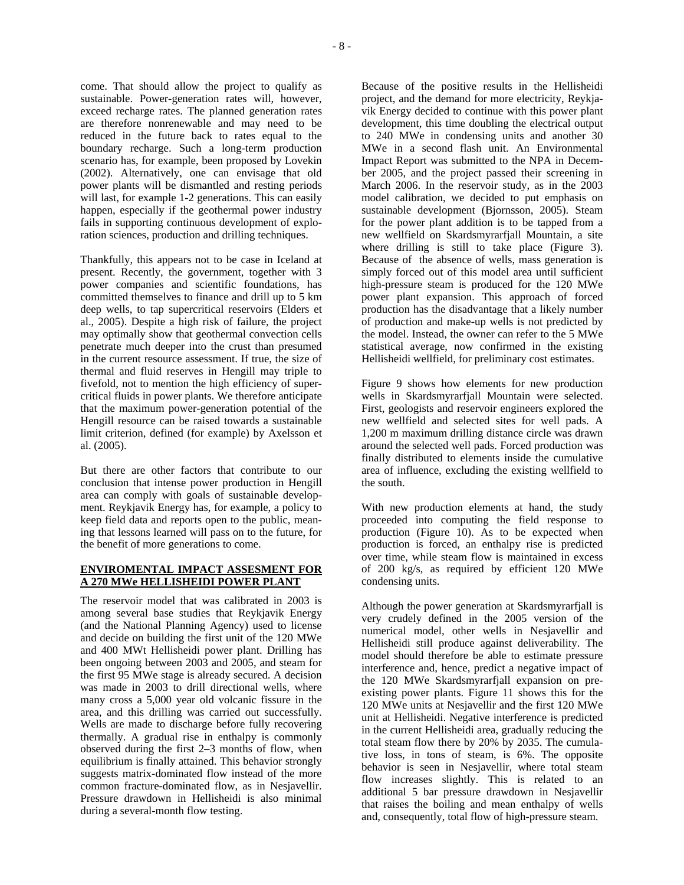come. That should allow the project to qualify as sustainable. Power-generation rates will, however, exceed recharge rates. The planned generation rates are therefore nonrenewable and may need to be reduced in the future back to rates equal to the boundary recharge. Such a long-term production scenario has, for example, been proposed by Lovekin (2002). Alternatively, one can envisage that old power plants will be dismantled and resting periods will last, for example 1-2 generations. This can easily happen, especially if the geothermal power industry fails in supporting continuous development of exploration sciences, production and drilling techniques.

Thankfully, this appears not to be case in Iceland at present. Recently, the government, together with 3 power companies and scientific foundations, has committed themselves to finance and drill up to 5 km deep wells, to tap supercritical reservoirs (Elders et al., 2005). Despite a high risk of failure, the project may optimally show that geothermal convection cells penetrate much deeper into the crust than presumed in the current resource assessment. If true, the size of thermal and fluid reserves in Hengill may triple to fivefold, not to mention the high efficiency of supercritical fluids in power plants. We therefore anticipate that the maximum power-generation potential of the Hengill resource can be raised towards a sustainable limit criterion, defined (for example) by Axelsson et al. (2005).

But there are other factors that contribute to our conclusion that intense power production in Hengill area can comply with goals of sustainable development. Reykjavik Energy has, for example, a policy to keep field data and reports open to the public, meaning that lessons learned will pass on to the future, for the benefit of more generations to come.

## ENVIROMENTAL IMPACT ASSESMENT FOR A 270 MWe HELLISHEIDI POWER PLANT

The reservoir model that was calibrated in 2003 is among several base studies that Reykjavik Energy (and the National Planning Agency) used to license and decide on building the first unit of the 120 MWe and 400 MWt Hellisheidi power plant. Drilling has been ongoing between 2003 and 2005, and steam for the first 95 MWe stage is already secured. A decision was made in 2003 to drill directional wells, where many cross a 5,000 year old volcanic fissure in the area, and this drilling was carried out successfully. Wells are made to discharge before fully recovering thermally. A gradual rise in enthalpy is commonly observed during the first 2–3 months of flow, when equilibrium is finally attained. This behavior strongly suggests matrix-dominated flow instead of the more common fracture-dominated flow, as in Nesjavellir. Pressure drawdown in Hellisheidi is also minimal during a several-month flow testing.

Because of the positive results in the Hellisheidi project, and the demand for more electricity, Reykjavik Energy decided to continue with this power plant development, this time doubling the electrical output to 240 MWe in condensing units and another 30 MWe in a second flash unit. An Environmental Impact Report was submitted to the NPA in December 2005, and the project passed their screening in March 2006. In the reservoir study, as in the 2003 model calibration, we decided to put emphasis on sustainable development (Bjornsson, 2005). Steam for the power plant addition is to be tapped from a new wellfield on Skardsmyrarfjall Mountain, a site where drilling is still to take place (Figure 3). Because of the absence of wells, mass generation is simply forced out of this model area until sufficient high-pressure steam is produced for the 120 MWe power plant expansion. This approach of forced production has the disadvantage that a likely number of production and make-up wells is not predicted by the model. Instead, the owner can refer to the 5 MWe statistical average, now confirmed in the existing Hellisheidi wellfield, for preliminary cost estimates.

Figure 9 shows how elements for new production wells in Skardsmyrarfjall Mountain were selected. First, geologists and reservoir engineers explored the new wellfield and selected sites for well pads. A 1,200 m maximum drilling distance circle was drawn around the selected well pads. Forced production was finally distributed to elements inside the cumulative area of influence, excluding the existing wellfield to the south.

With new production elements at hand, the study proceeded into computing the field response to production (Figure 10). As to be expected when production is forced, an enthalpy rise is predicted over time, while steam flow is maintained in excess of 200 kg/s, as required by efficient 120 MWe condensing units.

Although the power generation at Skardsmyrarfjall is very crudely defined in the 2005 version of the numerical model, other wells in Nesjavellir and Hellisheidi still produce against deliverability. The model should therefore be able to estimate pressure interference and, hence, predict a negative impact of the 120 MWe Skardsmyrarfjall expansion on pre-existing power plants. Figure 11 shows this for the 120 MWe units at Nesjavellir and the first 120 MWe unit at Hellisheidi. Negative interference is predicted in the current Hellisheidi area, gradually reducing the total steam flow there by 20% by 2035. The cumulative loss, in tons of steam, is 6%. The opposite behavior is seen in Nesjavellir, where total steam flow increases slightly. This is related to an additional 5 bar pressure drawdown in Nesjavellir that raises the boiling and mean enthalpy of wells and, consequently, total flow of high-pressure steam.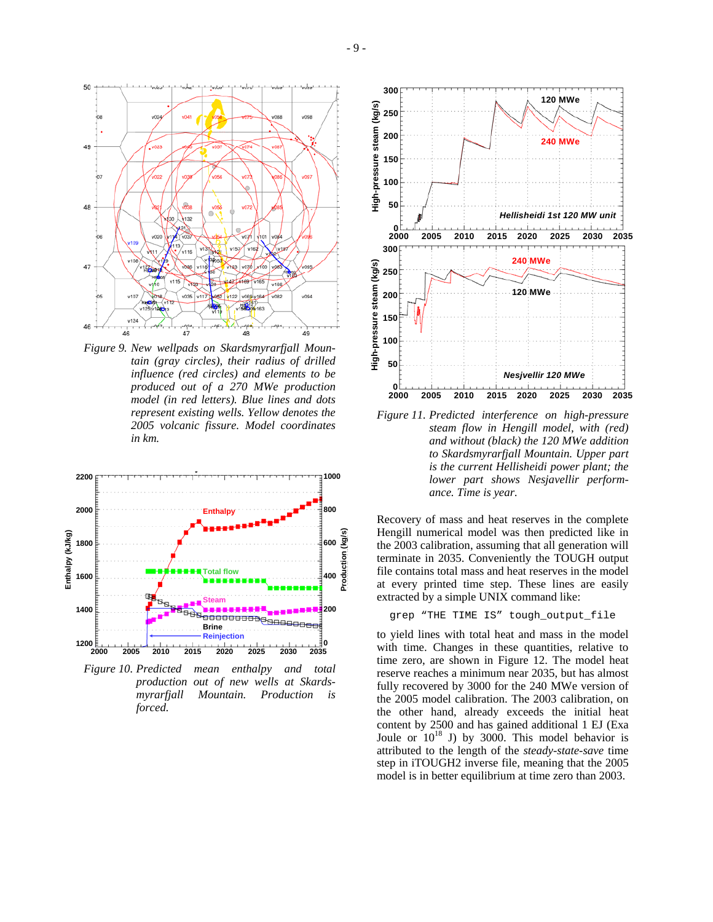*Figure 9. New wellpads on Skardsmyrarfjall Mountain (gray circles), their radius of drilled influence (red circles) and elements to be produced out of a 270 MWe production model (in red letters). Blue lines and dots represent existing wells. Yellow denotes the 2005 volcanic fissure. Model coordinates in km.*

*Figure 10. Predicted mean enthalpy and total production out of new wells at Skardsmyrarfjall Mountain. Production is forced.*

*Figure 11. Predicted interference on high-pressure steam flow in Hengill model, with (red) and without (black) the 120 MWe addition to Skardsmyrarfjall Mountain. Upper part is the current Hellisheidi power plant; the lower part shows Nesjavellir performance. Time is year.*

Recovery of mass and heat reserves in the complete Hengill numerical model was then predicted like in the 2003 calibration, assuming that all generation will terminate in 2035. Conveniently the TOUGH output file contains total mass and heat reserves in the model at every printed time step. These lines are easily extracted by a simple UNIX command like:

```
grep "THE TIME IS" tough_output_file
```

to yield lines with total heat and mass in the model with time. Changes in these quantities, relative to time zero, are shown in Figure 12. The model heat reserve reaches a minimum near 2035, but has almost fully recovered by 3000 for the 240 MWe version of the 2005 model calibration. The 2003 calibration, on the other hand, already exceeds the initial heat content by 2500 and has gained additional 1 EJ (Exa Joule or $10^{18}$ J) by 3000. This model behavior is attributed to the length of the *steady-state-save* time step in iTOUGH2 inverse file, meaning that the 2005 model is in better equilibrium at time zero than 2003.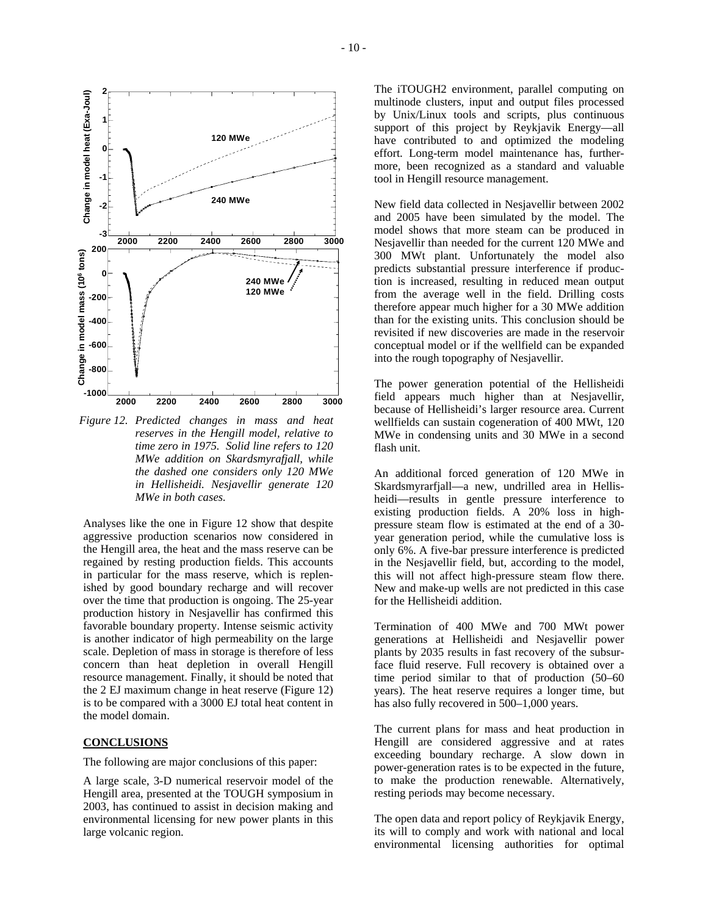*Figure 12. Predicted changes in mass and heat reserves in the Hengill model, relative to time zero in 1975. Solid line refers to 120 MWe addition on Skardsmyrafjall, while the dashed one considers only 120 MWe in Hellisheidi. Nesjavellir generate 120 MWe in both cases.*

Analyses like the one in Figure 12 show that despite aggressive production scenarios now considered in the Hengill area, the heat and the mass reserve can be regained by resting production fields. This accounts in particular for the mass reserve, which is replenished by good boundary recharge and will recover over the time that production is ongoing. The 25-year production history in Nesjavellir has confirmed this favorable boundary property. Intense seismic activity is another indicator of high permeability on the large scale. Depletion of mass in storage is therefore of less concern than heat depletion in overall Hengill resource management. Finally, it should be noted that the 2 EJ maximum change in heat reserve (Figure 12) is to be compared with a 3000 EJ total heat content in the model domain.

## CONCLUSIONS

The following are major conclusions of this paper:

A large scale, 3-D numerical reservoir model of the Hengill area, presented at the TOUGH symposium in 2003, has continued to assist in decision making and environmental licensing for new power plants in this large volcanic region.

The iTOUGH2 environment, parallel computing on multinode clusters, input and output files processed by Unix/Linux tools and scripts, plus continuous support of this project by Reykjavik Energy—all have contributed to and optimized the modeling effort. Long-term model maintenance has, furthermore, been recognized as a standard and valuable tool in Hengill resource management.

New field data collected in Nesjavellir between 2002 and 2005 have been simulated by the model. The model shows that more steam can be produced in Nesjavellir than needed for the current 120 MWe and 300 MWt plant. Unfortunately the model also predicts substantial pressure interference if production is increased, resulting in reduced mean output from the average well in the field. Drilling costs therefore appear much higher for a 30 MWe addition than for the existing units. This conclusion should be revisited if new discoveries are made in the reservoir conceptual model or if the wellfield can be expanded into the rough topography of Nesjavellir.

The power generation potential of the Hellisheidi field appears much higher than at Nesjavellir, because of Hellisheidi's larger resource area. Current wellfields can sustain cogeneration of 400 MWt, 120 MWe in condensing units and 30 MWe in a second flash unit.

An additional forced generation of 120 MWe in Skardsmyrarfjall—a new, undrilled area in Hellisheidi—results in gentle pressure interference to existing production fields. A 20% loss in high-pressure steam flow is estimated at the end of a 30-year generation period, while the cumulative loss is only 6%. A five-bar pressure interference is predicted in the Nesjavellir field, but, according to the model, this will not affect high-pressure steam flow there. New and make-up wells are not predicted in this case for the Hellisheidi addition.

Termination of 400 MWe and 700 MWt power generations at Hellisheidi and Nesjavellir power plants by 2035 results in fast recovery of the subsurface fluid reserve. Full recovery is obtained over a time period similar to that of production (50–60 years). The heat reserve requires a longer time, but has also fully recovered in 500–1,000 years.

The current plans for mass and heat production in Hengill are considered aggressive and at rates exceeding boundary recharge. A slow down in power-generation rates is to be expected in the future, to make the production renewable. Alternatively, resting periods may become necessary.

The open data and report policy of Reykjavik Energy, its will to comply and work with national and local environmental licensing authorities for optimal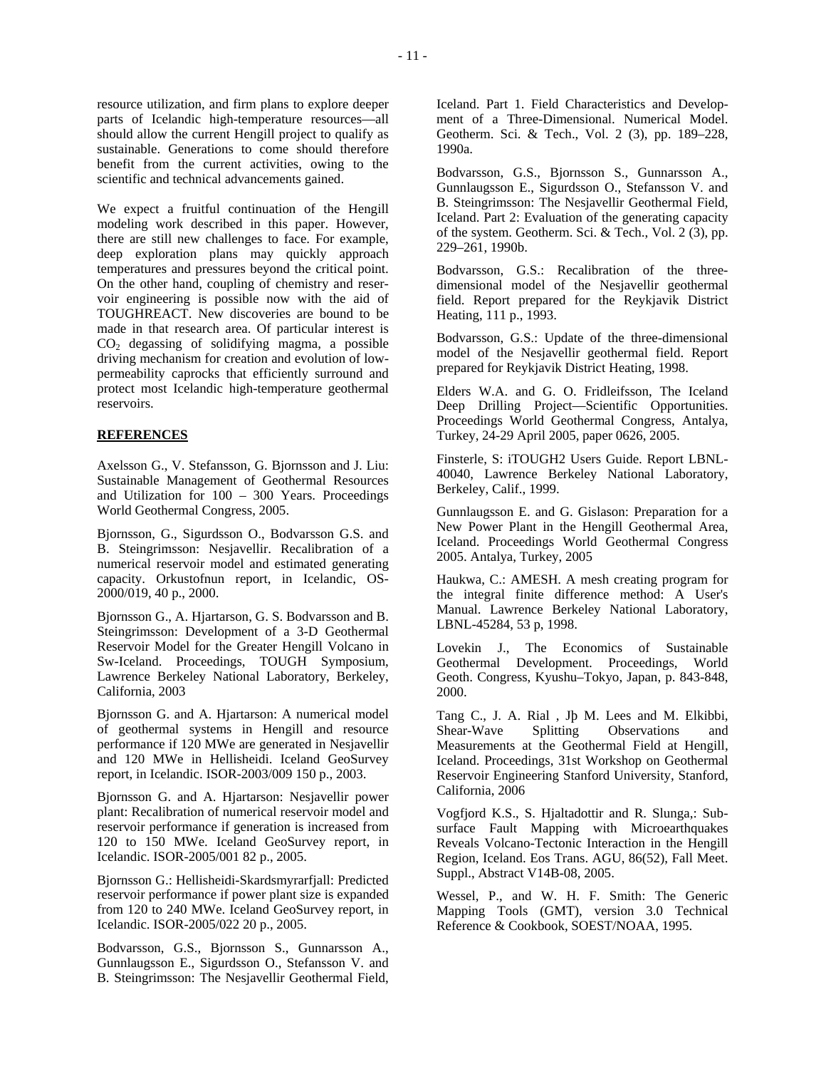resource utilization, and firm plans to explore deeper parts of Icelandic high-temperature resources—all should allow the current Hengill project to qualify as sustainable. Generations to come should therefore benefit from the current activities, owing to the scientific and technical advancements gained.

We expect a fruitful continuation of the Hengill modeling work described in this paper. However, there are still new challenges to face. For example, deep exploration plans may quickly approach temperatures and pressures beyond the critical point. On the other hand, coupling of chemistry and reservoir engineering is possible now with the aid of TOUGHREACT. New discoveries are bound to be made in that research area. Of particular interest is $CO_2$ degassing of solidifying magma, a possible driving mechanism for creation and evolution of low-permeability caprocks that efficiently surround and protect most Icelandic high-temperature geothermal reservoirs.

## REFERENCES

Axelsson G., V. Stefansson, G. Bjornsson and J. Liu: Sustainable Management of Geothermal Resources and Utilization for 100 – 300 Years. Proceedings World Geothermal Congress, 2005.

Bjornsson, G., Sigurdsson O., Bodvarsson G.S. and B. Steingrimsson: Nesjavellir. Recalibration of a numerical reservoir model and estimated generating capacity. Orkustofnun report, in Icelandic, OS-2000/019, 40 p., 2000.

Bjornsson G., A. Hjartarson, G. S. Bodvarsson and B. Steingrimsson: Development of a 3-D Geothermal Reservoir Model for the Greater Hengill Volcano in Sw-Iceland. Proceedings, TOUGH Symposium, Lawrence Berkeley National Laboratory, Berkeley, California, 2003

Bjornsson G. and A. Hjartarson: A numerical model of geothermal systems in Hengill and resource performance if 120 MWe are generated in Nesjavellir and 120 MWe in Hellisheidi. Iceland GeoSurvey report, in Icelandic. ISOR-2003/009 150 p., 2003.

Bjornsson G. and A. Hjartarson: Nesjavellir power plant: Recalibration of numerical reservoir model and reservoir performance if generation is increased from 120 to 150 MWe. Iceland GeoSurvey report, in Icelandic. ISOR-2005/001 82 p., 2005.

Bjornsson G.: Hellisheidi-Skardsmyrarfjall: Predicted reservoir performance if power plant size is expanded from 120 to 240 MWe. Iceland GeoSurvey report, in Icelandic. ISOR-2005/022 20 p., 2005.

Bodvarsson, G.S., Bjornsson S., Gunnarsson A., Gunnlaugsson E., Sigurdsson O., Stefansson V. and B. Steingrimsson: The Nesjavellir Geothermal Field, Iceland. Part 1. Field Characteristics and Development of a Three-Dimensional. Numerical Model. Geotherm. Sci. & Tech., Vol. 2 (3), pp. 189–228, 1990a.

Bodvarsson, G.S., Bjornsson S., Gunnarsson A., Gunnlaugsson E., Sigurdsson O., Stefansson V. and B. Steingrimsson: The Nesjavellir Geothermal Field, Iceland. Part 2: Evaluation of the generating capacity of the system. Geotherm. Sci. & Tech., Vol. 2 (3), pp. 229–261, 1990b.

Bodvarsson, G.S.: Recalibration of the three-dimensional model of the Nesjavellir geothermal field. Report prepared for the Reykjavik District Heating, 111 p., 1993.

Bodvarsson, G.S.: Update of the three-dimensional model of the Nesjavellir geothermal field. Report prepared for Reykjavik District Heating, 1998.

Elders W.A. and G. O. Fridleifsson, The Iceland Deep Drilling Project—Scientific Opportunities. Proceedings World Geothermal Congress, Antalya, Turkey, 24-29 April 2005, paper 0626, 2005.

Finsterle, S: iTOUGH2 Users Guide. Report LBNL-40040, Lawrence Berkeley National Laboratory, Berkeley, Calif., 1999.

Gunnlaugsson E. and G. Gislason: Preparation for a New Power Plant in the Hengill Geothermal Area, Iceland. Proceedings World Geothermal Congress 2005. Antalya, Turkey, 2005

Haukwa, C.: AMESH. A mesh creating program for the integral finite difference method: A User's Manual. Lawrence Berkeley National Laboratory, LBNL-45284, 53 p, 1998.

Lovekin J., The Economics of Sustainable Geothermal Development. Proceedings, World Geoth. Congress, Kyushu–Tokyo, Japan, p. 843-848, 2000.

Tang C., J. A. Rial , Jþ M. Lees and M. Elkibbi, Shear-Wave Splitting Observations and Measurements at the Geothermal Field at Hengill, Iceland. Proceedings, 31st Workshop on Geothermal Reservoir Engineering Stanford University, Stanford, California, 2006

Vogfjord K.S., S. Hjaltadottir and R. Slunga,: Subsurface Fault Mapping with Microearthquakes Reveals Volcano-Tectonic Interaction in the Hengill Region, Iceland. Eos Trans. AGU, 86(52), Fall Meet. Suppl., Abstract V14B-08, 2005.

Wessel, P., and W. H. F. Smith: The Generic Mapping Tools (GMT), version 3.0 Technical Reference & Cookbook, SOEST/NOAA, 1995.